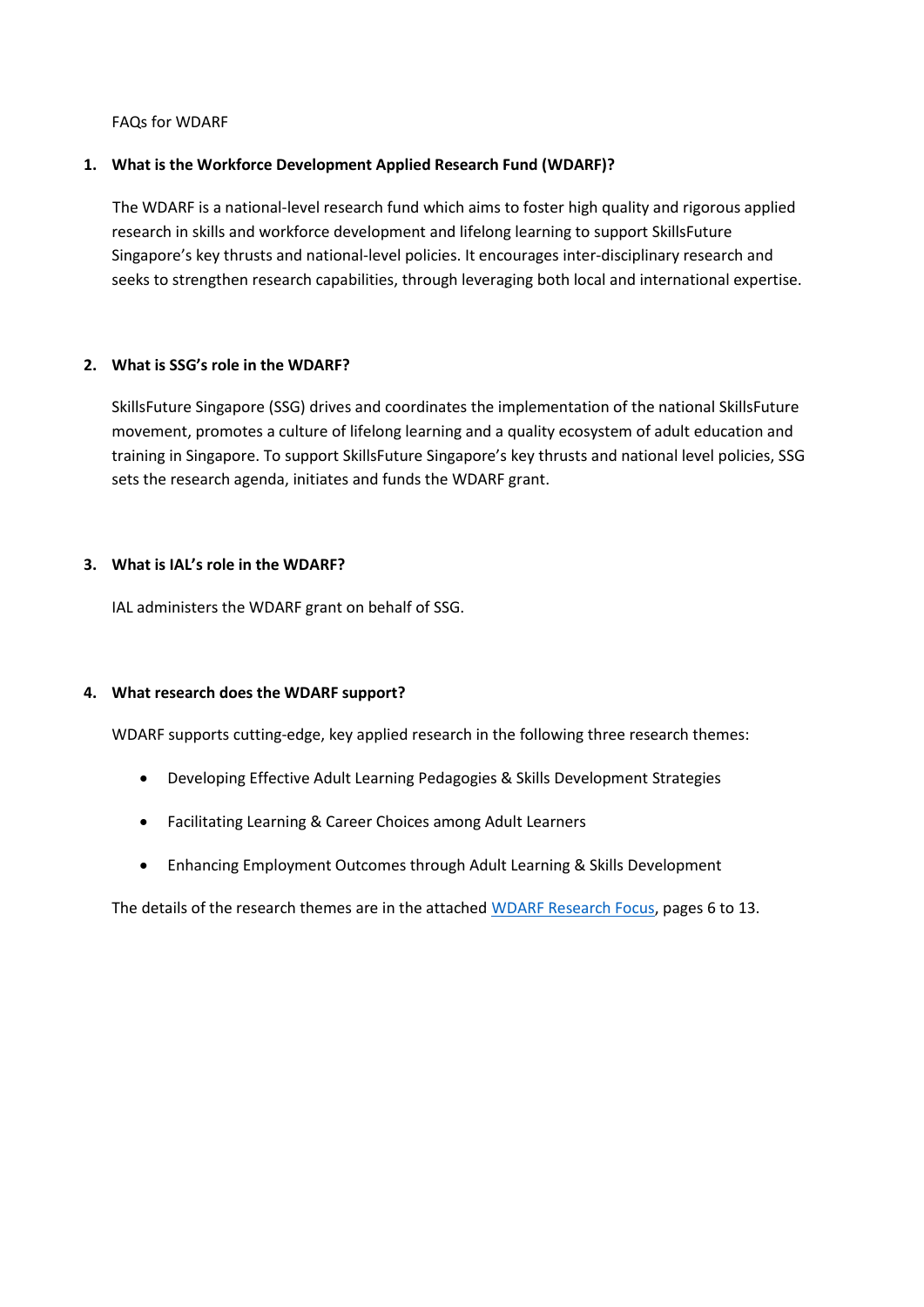FAQs for WDARF

**1. What is the Workforce Development Applied Research Fund (WDARF)?**

The WDARF is a national-level research fund which aims to foster high quality and rigorous applied research in skills and workforce development and lifelong learning to support SkillsFuture Singapore's key thrusts and national-level policies. It encourages inter-disciplinary research and seeks to strengthen research capabilities, through leveraging both local and international expertise.

**2. What is SSG's role in the WDARF?**

SkillsFuture Singapore (SSG) drives and coordinates the implementation of the national SkillsFuture movement, promotes a culture of lifelong learning and a quality ecosystem of adult education and training in Singapore. To support SkillsFuture Singapore's key thrusts and national level policies, SSG sets the research agenda, initiates and funds the WDARF grant.

**3. What is IAL's role in the WDARF?**

IAL administers the WDARF grant on behalf of SSG.

**4. What research does the WDARF support?**

WDARF supports cutting-edge, key applied research in the following three research themes:

- Developing Effective Adult Learning Pedagogies & Skills Development Strategies
- Facilitating Learning & Career Choices among Adult Learners
- Enhancing Employment Outcomes through Adult Learning & Skills Development

The details of the research themes are in the attached WDARF Research Focus, pages 6 to 13.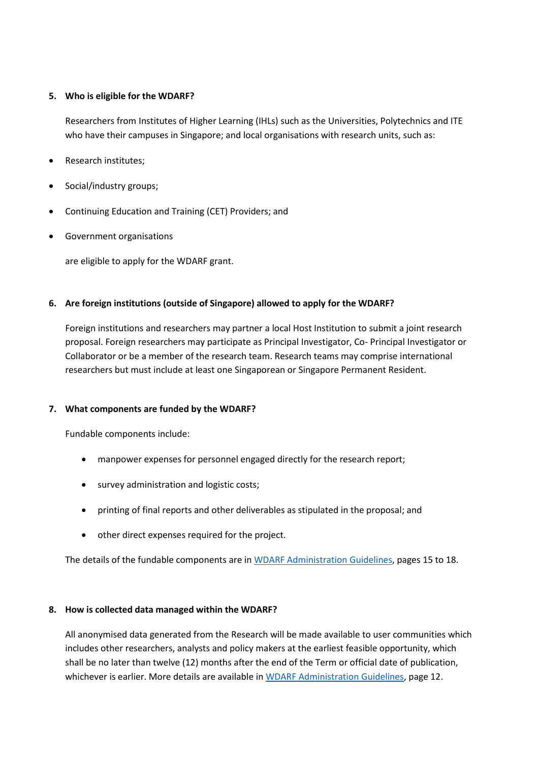**5. Who is eligible for the WDARF?**

Researchers from Institutes of Higher Learning (IHLs) such as the Universities, Polytechnics and ITE who have their campuses in Singapore; and local organisations with research units, such as:

- Research institutes;
- Social/industry groups;
- Continuing Education and Training (CET) Providers; and
- Government organisations

are eligible to apply for the WDARF grant.

**6. Are foreign institutions (outside of Singapore) allowed to apply for the WDARF?**

Foreign institutions and researchers may partner a local Host Institution to submit a joint research proposal. Foreign researchers may participate as Principal Investigator, Co- Principal Investigator or Collaborator or be a member of the research team. Research teams may comprise international researchers but must include at least one Singaporean or Singapore Permanent Resident.

**7. What components are funded by the WDARF?**

Fundable components include:

- manpower expenses for personnel engaged directly for the research report;
- survey administration and logistic costs;
- printing of final reports and other deliverables as stipulated in the proposal; and
- other direct expenses required for the project.

The details of the fundable components are in [WDARF Administration Guidelines](), pages 15 to 18.

**8. How is collected data managed within the WDARF?**

All anonymised data generated from the Research will be made available to user communities which includes other researchers, analysts and policy makers at the earliest feasible opportunity, which shall be no later than twelve (12) months after the end of the Term or official date of publication, whichever is earlier. More details are available in [WDARF Administration Guidelines](), page 12.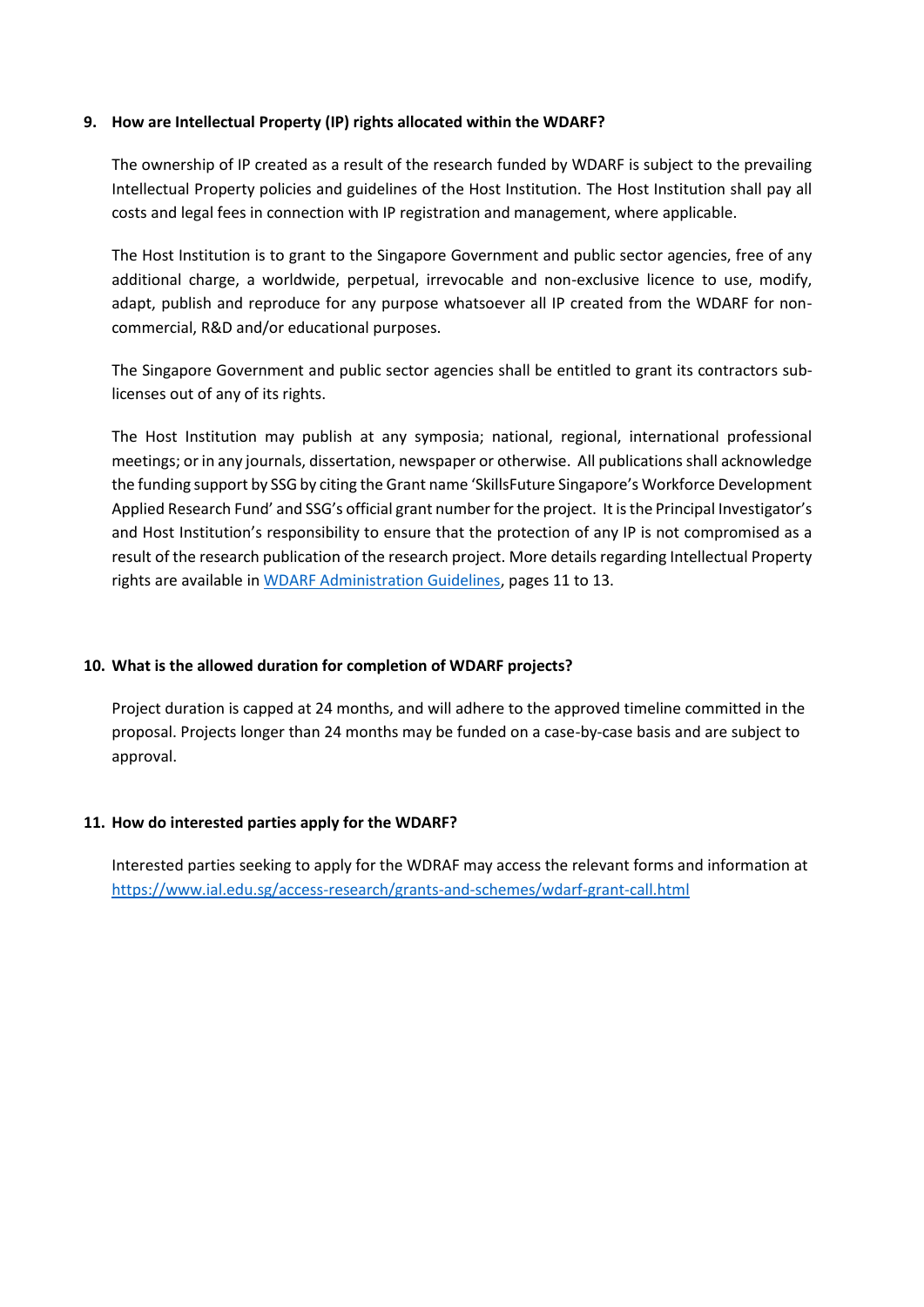**9. How are Intellectual Property (IP) rights allocated within the WDARF?**

The ownership of IP created as a result of the research funded by WDARF is subject to the prevailing Intellectual Property policies and guidelines of the Host Institution. The Host Institution shall pay all costs and legal fees in connection with IP registration and management, where applicable.

The Host Institution is to grant to the Singapore Government and public sector agencies, free of any additional charge, a worldwide, perpetual, irrevocable and non-exclusive licence to use, modify, adapt, publish and reproduce for any purpose whatsoever all IP created from the WDARF for non-commercial, R&D and/or educational purposes.

The Singapore Government and public sector agencies shall be entitled to grant its contractors sub-licenses out of any of its rights.

The Host Institution may publish at any symposia; national, regional, international professional meetings; or in any journals, dissertation, newspaper or otherwise. All publications shall acknowledge the funding support by SSG by citing the Grant name 'SkillsFuture Singapore's Workforce Development Applied Research Fund' and SSG's official grant number for the project. It is the Principal Investigator's and Host Institution's responsibility to ensure that the protection of any IP is not compromised as a result of the research publication of the research project. More details regarding Intellectual Property rights are available in WDARF Administration Guidelines, pages 11 to 13.

**10. What is the allowed duration for completion of WDARF projects?**

Project duration is capped at 24 months, and will adhere to the approved timeline committed in the proposal. Projects longer than 24 months may be funded on a case-by-case basis and are subject to approval.

**11. How do interested parties apply for the WDARF?**

Interested parties seeking to apply for the WDRAF may access the relevant forms and information at https://www.ial.edu.sg/access-research/grants-and-schemes/wdarf-grant-call.html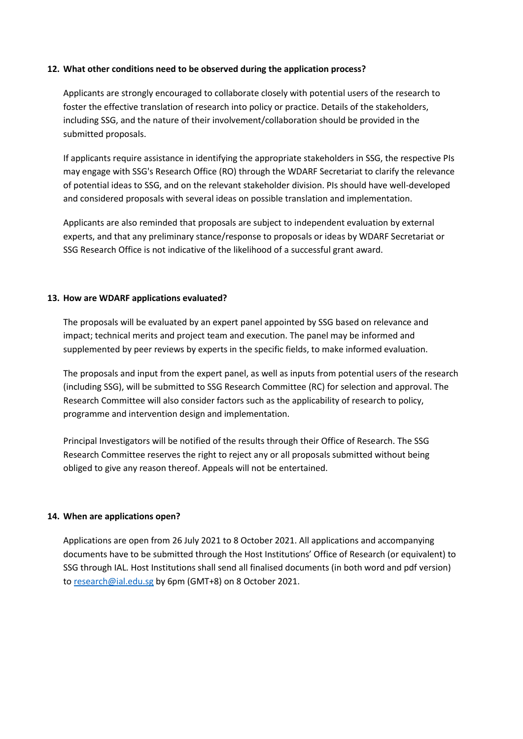**12. What other conditions need to be observed during the application process?**

Applicants are strongly encouraged to collaborate closely with potential users of the research to foster the effective translation of research into policy or practice. Details of the stakeholders, including SSG, and the nature of their involvement/collaboration should be provided in the submitted proposals.

If applicants require assistance in identifying the appropriate stakeholders in SSG, the respective PIs may engage with SSG's Research Office (RO) through the WDARF Secretariat to clarify the relevance of potential ideas to SSG, and on the relevant stakeholder division. PIs should have well-developed and considered proposals with several ideas on possible translation and implementation.

Applicants are also reminded that proposals are subject to independent evaluation by external experts, and that any preliminary stance/response to proposals or ideas by WDARF Secretariat or SSG Research Office is not indicative of the likelihood of a successful grant award.

**13. How are WDARF applications evaluated?**

The proposals will be evaluated by an expert panel appointed by SSG based on relevance and impact; technical merits and project team and execution. The panel may be informed and supplemented by peer reviews by experts in the specific fields, to make informed evaluation.

The proposals and input from the expert panel, as well as inputs from potential users of the research (including SSG), will be submitted to SSG Research Committee (RC) for selection and approval. The Research Committee will also consider factors such as the applicability of research to policy, programme and intervention design and implementation.

Principal Investigators will be notified of the results through their Office of Research. The SSG Research Committee reserves the right to reject any or all proposals submitted without being obliged to give any reason thereof. Appeals will not be entertained.

**14. When are applications open?**

Applications are open from 26 July 2021 to 8 October 2021. All applications and accompanying documents have to be submitted through the Host Institutions' Office of Research (or equivalent) to SSG through IAL. Host Institutions shall send all finalised documents (in both word and pdf version) to research@ial.edu.sg by 6pm (GMT+8) on 8 October 2021.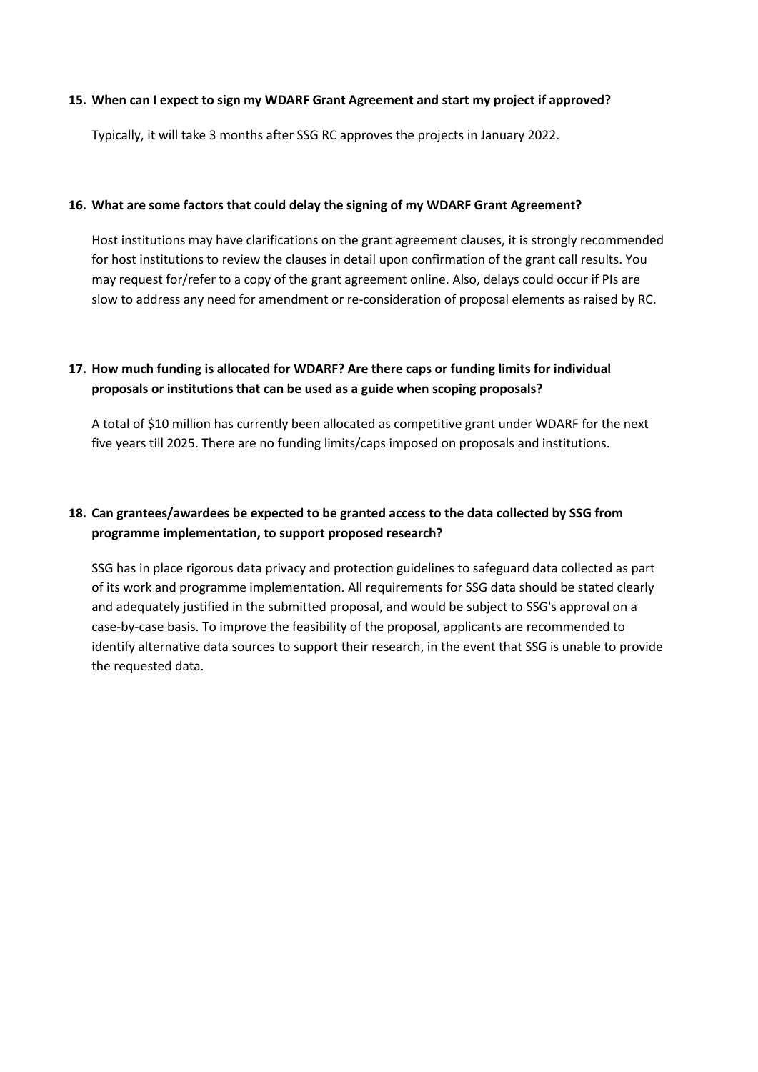**15. When can I expect to sign my WDARF Grant Agreement and start my project if approved?**

Typically, it will take 3 months after SSG RC approves the projects in January 2022.

**16. What are some factors that could delay the signing of my WDARF Grant Agreement?**

Host institutions may have clarifications on the grant agreement clauses, it is strongly recommended for host institutions to review the clauses in detail upon confirmation of the grant call results. You may request for/refer to a copy of the grant agreement online. Also, delays could occur if PIs are slow to address any need for amendment or re-consideration of proposal elements as raised by RC.

**17. How much funding is allocated for WDARF? Are there caps or funding limits for individual proposals or institutions that can be used as a guide when scoping proposals?**

A total of $10 million has currently been allocated as competitive grant under WDARF for the next five years till 2025. There are no funding limits/caps imposed on proposals and institutions.

**18. Can grantees/awardees be expected to be granted access to the data collected by SSG from programme implementation, to support proposed research?**

SSG has in place rigorous data privacy and protection guidelines to safeguard data collected as part of its work and programme implementation. All requirements for SSG data should be stated clearly and adequately justified in the submitted proposal, and would be subject to SSG's approval on a case-by-case basis. To improve the feasibility of the proposal, applicants are recommended to identify alternative data sources to support their research, in the event that SSG is unable to provide the requested data.